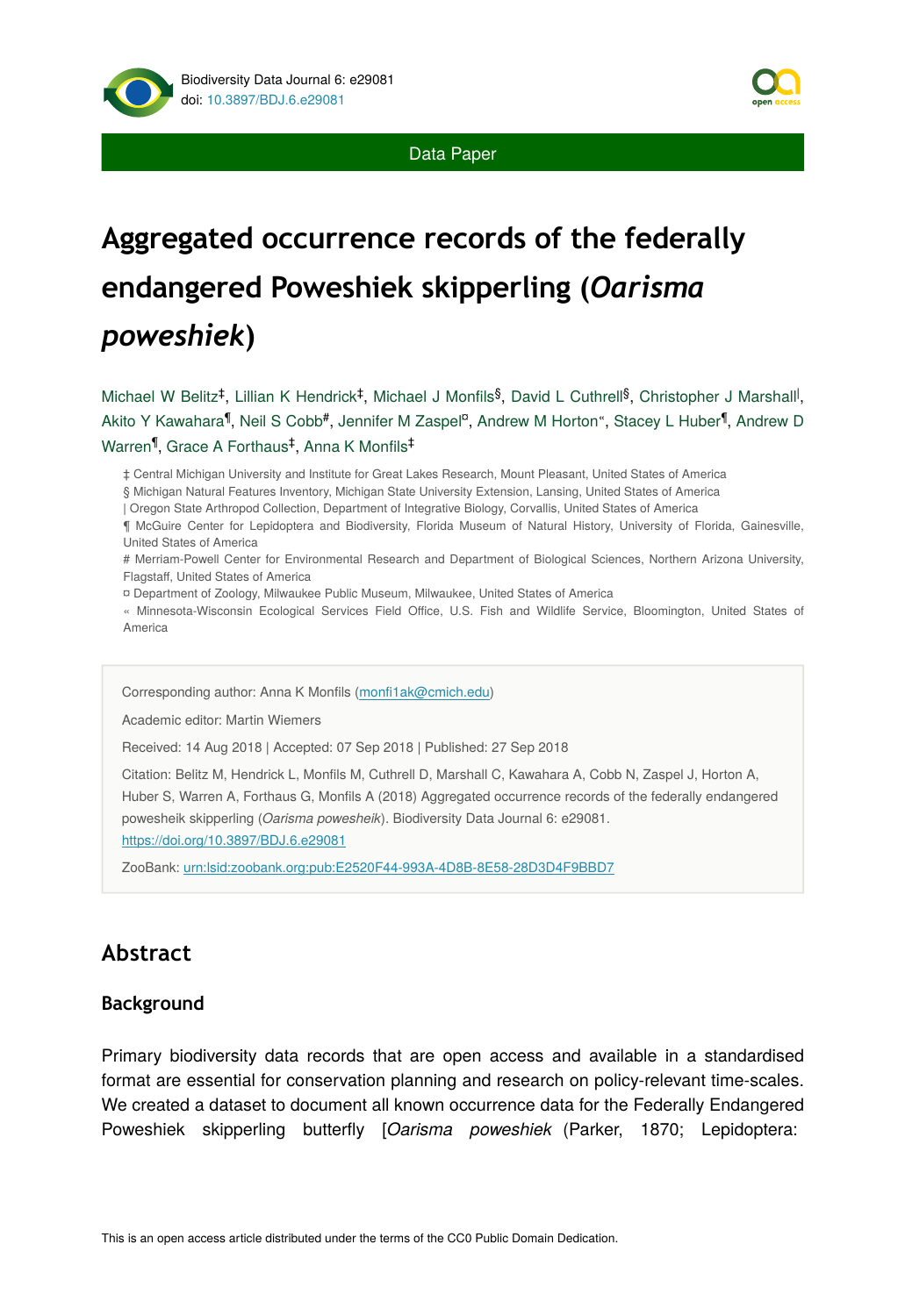Data Paper

# Aggregated occurrence records of the federally endangered Poweshiek skipperling (*Oarisma poweshiek*)

Michael W Belitz[‡], Lillian K Hendrick[‡], Michael J Monfils[§], David L Cuthrell[§], Christopher J Marshall[|], Akito Y Kawahara[¶], Neil S Cobb[#], Jennifer M Zaspel[¤], Andrew M Horton[«], Stacey L Huber[¶], Andrew D Warren[¶], Grace A Forthaus[‡], Anna K Monfils[‡]

‡ Central Michigan University and Institute for Great Lakes Research, Mount Pleasant, United States of America

§ Michigan Natural Features Inventory, Michigan State University Extension, Lansing, United States of America

| Oregon State Arthropod Collection, Department of Integrative Biology, Corvallis, United States of America

¶ McGuire Center for Lepidoptera and Biodiversity, Florida Museum of Natural History, University of Florida, Gainesville, United States of America

# Merriam-Powell Center for Environmental Research and Department of Biological Sciences, Northern Arizona University, Flagstaff, United States of America

¤ Department of Zoology, Milwaukee Public Museum, Milwaukee, United States of America

« Minnesota-Wisconsin Ecological Services Field Office, U.S. Fish and Wildlife Service, Bloomington, United States of America

Corresponding author: Anna K Monfils (monfi1ak@cmich.edu)

Academic editor: Martin Wiemers

Received: 14 Aug 2018 | Accepted: 07 Sep 2018 | Published: 27 Sep 2018

Citation: Belitz M, Hendrick L, Monfils M, Cuthrell D, Marshall C, Kawahara A, Cobb N, Zaspel J, Horton A, Huber S, Warren A, Forthaus G, Monfils A (2018) Aggregated occurrence records of the federally endangered powesheik skipperling (*Oarisma powesheik*). Biodiversity Data Journal 6: e29081. https://doi.org/10.3897/BDJ.6.e29081

ZooBank: urn:lsid:zoobank.org:pub:E2520F44-993A-4D8B-8E58-28D3D4F9BBD7

## Abstract

### Background

Primary biodiversity data records that are open access and available in a standardised format are essential for conservation planning and research on policy-relevant time-scales. We created a dataset to document all known occurrence data for the Federally Endangered Poweshiek skipperling butterfly [*Oarisma poweshiek* (Parker, 1870; Lepidoptera:

This is an open access article distributed under the terms of the CC0 Public Domain Dedication.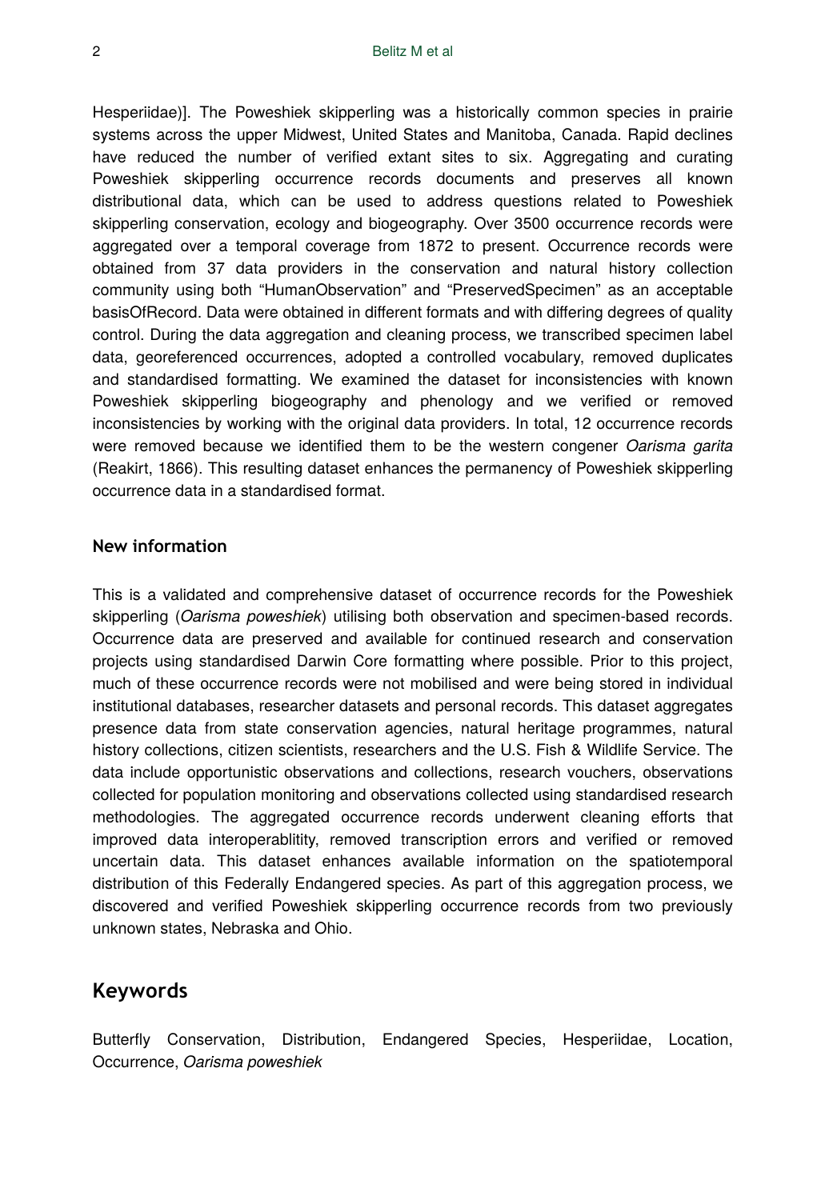Hesperiidae)]. The Poweshiek skipperling was a historically common species in prairie systems across the upper Midwest, United States and Manitoba, Canada. Rapid declines have reduced the number of verified extant sites to six. Aggregating and curating Poweshiek skipperling occurrence records documents and preserves all known distributional data, which can be used to address questions related to Poweshiek skipperling conservation, ecology and biogeography. Over 3500 occurrence records were aggregated over a temporal coverage from 1872 to present. Occurrence records were obtained from 37 data providers in the conservation and natural history collection community using both "HumanObservation" and "PreservedSpecimen" as an acceptable basisOfRecord. Data were obtained in different formats and with differing degrees of quality control. During the data aggregation and cleaning process, we transcribed specimen label data, georeferenced occurrences, adopted a controlled vocabulary, removed duplicates and standardised formatting. We examined the dataset for inconsistencies with known Poweshiek skipperling biogeography and phenology and we verified or removed inconsistencies by working with the original data providers. In total, 12 occurrence records were removed because we identified them to be the western congener *Oarisma garita* (Reakirt, 1866). This resulting dataset enhances the permanency of Poweshiek skipperling occurrence data in a standardised format.

### New information

This is a validated and comprehensive dataset of occurrence records for the Poweshiek skipperling (*Oarisma poweshiek*) utilising both observation and specimen-based records. Occurrence data are preserved and available for continued research and conservation projects using standardised Darwin Core formatting where possible. Prior to this project, much of these occurrence records were not mobilised and were being stored in individual institutional databases, researcher datasets and personal records. This dataset aggregates presence data from state conservation agencies, natural heritage programmes, natural history collections, citizen scientists, researchers and the U.S. Fish & Wildlife Service. The data include opportunistic observations and collections, research vouchers, observations collected for population monitoring and observations collected using standardised research methodologies. The aggregated occurrence records underwent cleaning efforts that improved data interoperablitity, removed transcription errors and verified or removed uncertain data. This dataset enhances available information on the spatiotemporal distribution of this Federally Endangered species. As part of this aggregation process, we discovered and verified Poweshiek skipperling occurrence records from two previously unknown states, Nebraska and Ohio.

## Keywords

Butterfly Conservation, Distribution, Endangered Species, Hesperiidae, Location, Occurrence, *Oarisma poweshiek*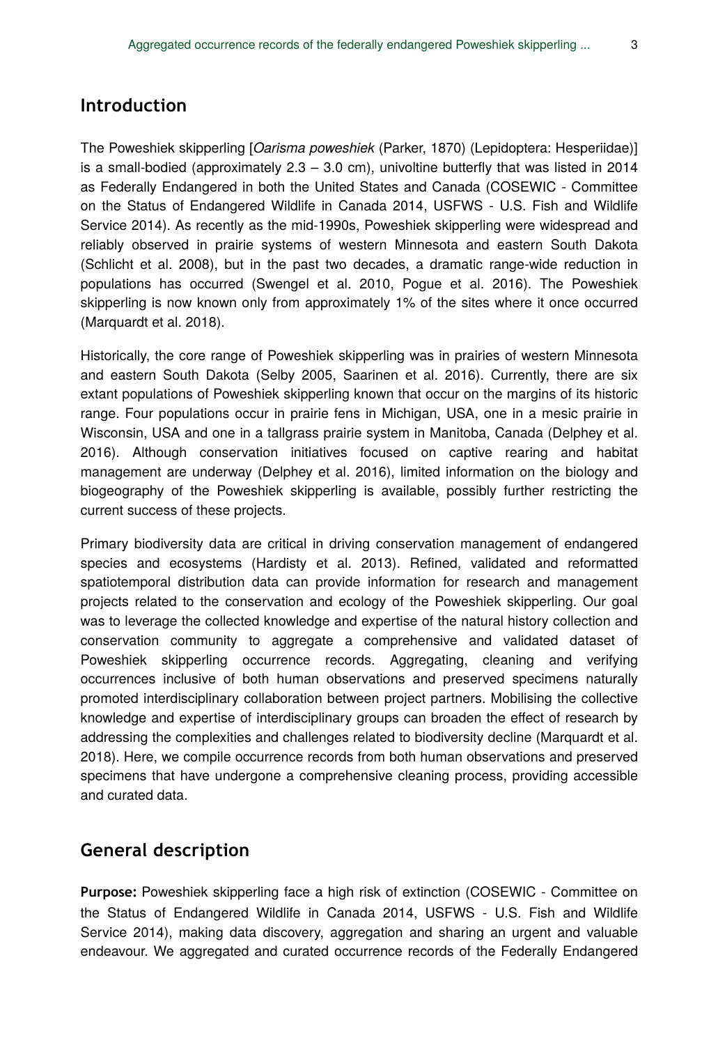## Introduction

The Poweshiek skipperling [*Oarisma poweshiek* (Parker, 1870) (Lepidoptera: Hesperiidae)] is a small-bodied (approximately 2.3 – 3.0 cm), univoltine butterfly that was listed in 2014 as Federally Endangered in both the United States and Canada (COSEWIC - Committee on the Status of Endangered Wildlife in Canada 2014, USFWS - U.S. Fish and Wildlife Service 2014). As recently as the mid-1990s, Poweshiek skipperling were widespread and reliably observed in prairie systems of western Minnesota and eastern South Dakota (Schlicht et al. 2008), but in the past two decades, a dramatic range-wide reduction in populations has occurred (Swengel et al. 2010, Pogue et al. 2016). The Poweshiek skipperling is now known only from approximately 1% of the sites where it once occurred (Marquardt et al. 2018).

Historically, the core range of Poweshiek skipperling was in prairies of western Minnesota and eastern South Dakota (Selby 2005, Saarinen et al. 2016). Currently, there are six extant populations of Poweshiek skipperling known that occur on the margins of its historic range. Four populations occur in prairie fens in Michigan, USA, one in a mesic prairie in Wisconsin, USA and one in a tallgrass prairie system in Manitoba, Canada (Delphey et al. 2016). Although conservation initiatives focused on captive rearing and habitat management are underway (Delphey et al. 2016), limited information on the biology and biogeography of the Poweshiek skipperling is available, possibly further restricting the current success of these projects.

Primary biodiversity data are critical in driving conservation management of endangered species and ecosystems (Hardisty et al. 2013). Refined, validated and reformatted spatiotemporal distribution data can provide information for research and management projects related to the conservation and ecology of the Poweshiek skipperling. Our goal was to leverage the collected knowledge and expertise of the natural history collection and conservation community to aggregate a comprehensive and validated dataset of Poweshiek skipperling occurrence records. Aggregating, cleaning and verifying occurrences inclusive of both human observations and preserved specimens naturally promoted interdisciplinary collaboration between project partners. Mobilising the collective knowledge and expertise of interdisciplinary groups can broaden the effect of research by addressing the complexities and challenges related to biodiversity decline (Marquardt et al. 2018). Here, we compile occurrence records from both human observations and preserved specimens that have undergone a comprehensive cleaning process, providing accessible and curated data.

## General description

**Purpose:** Poweshiek skipperling face a high risk of extinction (COSEWIC - Committee on the Status of Endangered Wildlife in Canada 2014, USFWS - U.S. Fish and Wildlife Service 2014), making data discovery, aggregation and sharing an urgent and valuable endeavour. We aggregated and curated occurrence records of the Federally Endangered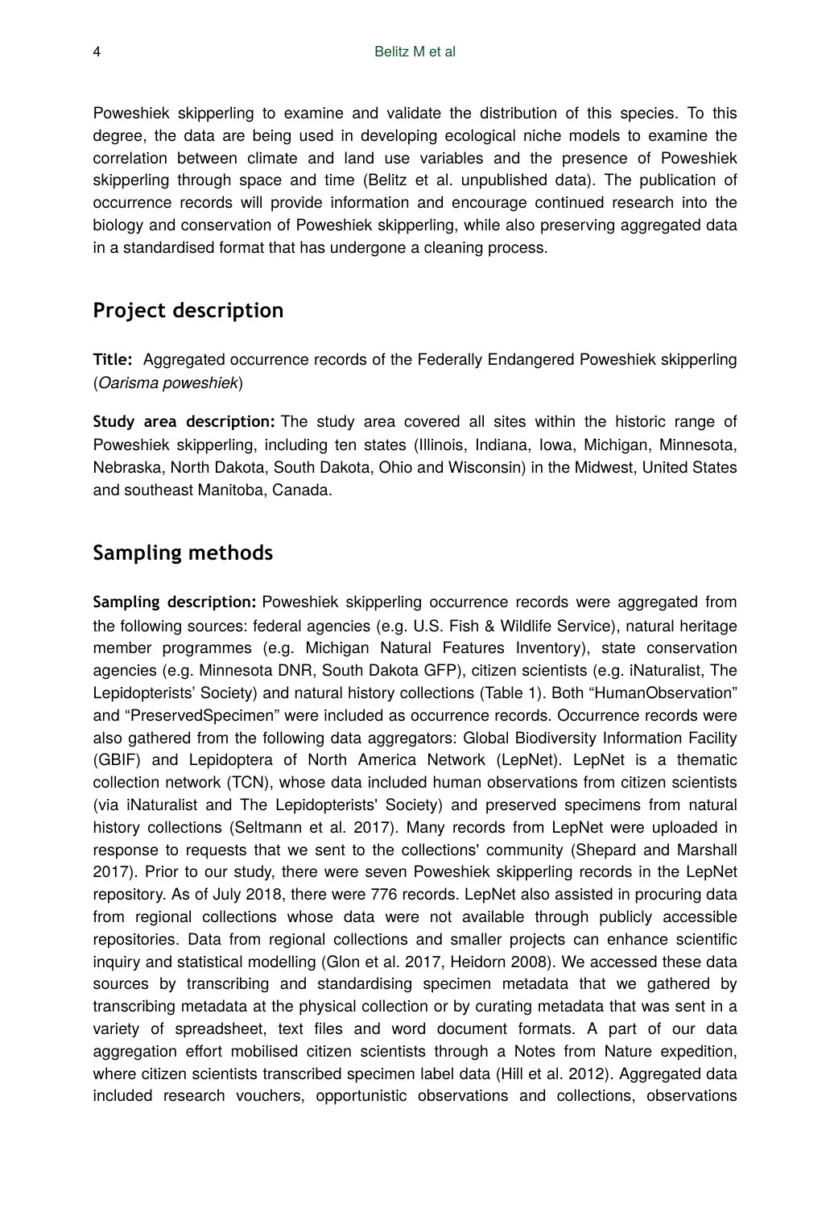Poweshiek skipperling to examine and validate the distribution of this species. To this degree, the data are being used in developing ecological niche models to examine the correlation between climate and land use variables and the presence of Poweshiek skipperling through space and time (Belitz et al. unpublished data). The publication of occurrence records will provide information and encourage continued research into the biology and conservation of Poweshiek skipperling, while also preserving aggregated data in a standardised format that has undergone a cleaning process.

## Project description

**Title:** Aggregated occurrence records of the Federally Endangered Poweshiek skipperling (*Oarisma poweshiek*)

**Study area description:** The study area covered all sites within the historic range of Poweshiek skipperling, including ten states (Illinois, Indiana, Iowa, Michigan, Minnesota, Nebraska, North Dakota, South Dakota, Ohio and Wisconsin) in the Midwest, United States and southeast Manitoba, Canada.

## Sampling methods

**Sampling description:** Poweshiek skipperling occurrence records were aggregated from the following sources: federal agencies (e.g. U.S. Fish & Wildlife Service), natural heritage member programmes (e.g. Michigan Natural Features Inventory), state conservation agencies (e.g. Minnesota DNR, South Dakota GFP), citizen scientists (e.g. iNaturalist, The Lepidopterists' Society) and natural history collections (Table 1). Both "HumanObservation" and "PreservedSpecimen" were included as occurrence records. Occurrence records were also gathered from the following data aggregators: Global Biodiversity Information Facility (GBIF) and Lepidoptera of North America Network (LepNet). LepNet is a thematic collection network (TCN), whose data included human observations from citizen scientists (via iNaturalist and The Lepidopterists' Society) and preserved specimens from natural history collections (Seltmann et al. 2017). Many records from LepNet were uploaded in response to requests that we sent to the collections' community (Shepard and Marshall 2017). Prior to our study, there were seven Poweshiek skipperling records in the LepNet repository. As of July 2018, there were 776 records. LepNet also assisted in procuring data from regional collections whose data were not available through publicly accessible repositories. Data from regional collections and smaller projects can enhance scientific inquiry and statistical modelling (Glon et al. 2017, Heidorn 2008). We accessed these data sources by transcribing and standardising specimen metadata that we gathered by transcribing metadata at the physical collection or by curating metadata that was sent in a variety of spreadsheet, text files and word document formats. A part of our data aggregation effort mobilised citizen scientists through a Notes from Nature expedition, where citizen scientists transcribed specimen label data (Hill et al. 2012). Aggregated data included research vouchers, opportunistic observations and collections, observations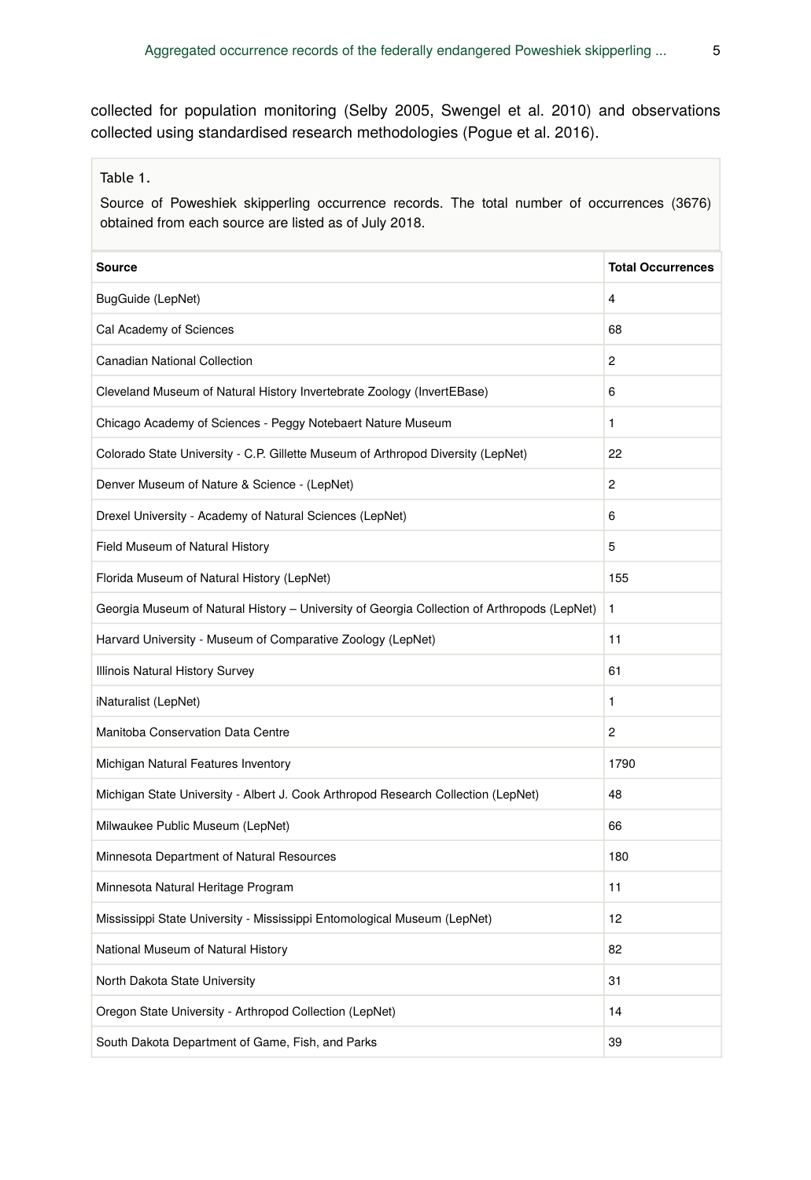collected for population monitoring (Selby 2005, Swengel et al. 2010) and observations collected using standardised research methodologies (Pogue et al. 2016).

Table 1.

Source of Poweshiek skipperling occurrence records. The total number of occurrences (3676) obtained from each source are listed as of July 2018.

| Source | Total Occurrences |
| --- | --- |
| BugGuide (LepNet) | 4 |
| Cal Academy of Sciences | 68 |
| Canadian National Collection | 2 |
| Cleveland Museum of Natural History Invertebrate Zoology (InvertEBase) | 6 |
| Chicago Academy of Sciences - Peggy Notebaert Nature Museum | 1 |
| Colorado State University - C.P. Gillette Museum of Arthropod Diversity (LepNet) | 22 |
| Denver Museum of Nature & Science - (LepNet) | 2 |
| Drexel University - Academy of Natural Sciences (LepNet) | 6 |
| Field Museum of Natural History | 5 |
| Florida Museum of Natural History (LepNet) | 155 |
| Georgia Museum of Natural History – University of Georgia Collection of Arthropods (LepNet) | 1 |
| Harvard University - Museum of Comparative Zoology (LepNet) | 11 |
| Illinois Natural History Survey | 61 |
| iNaturalist (LepNet) | 1 |
| Manitoba Conservation Data Centre | 2 |
| Michigan Natural Features Inventory | 1790 |
| Michigan State University - Albert J. Cook Arthropod Research Collection (LepNet) | 48 |
| Milwaukee Public Museum (LepNet) | 66 |
| Minnesota Department of Natural Resources | 180 |
| Minnesota Natural Heritage Program | 11 |
| Mississippi State University - Mississippi Entomological Museum (LepNet) | 12 |
| National Museum of Natural History | 82 |
| North Dakota State University | 31 |
| Oregon State University - Arthropod Collection (LepNet) | 14 |
| South Dakota Department of Game, Fish, and Parks | 39 |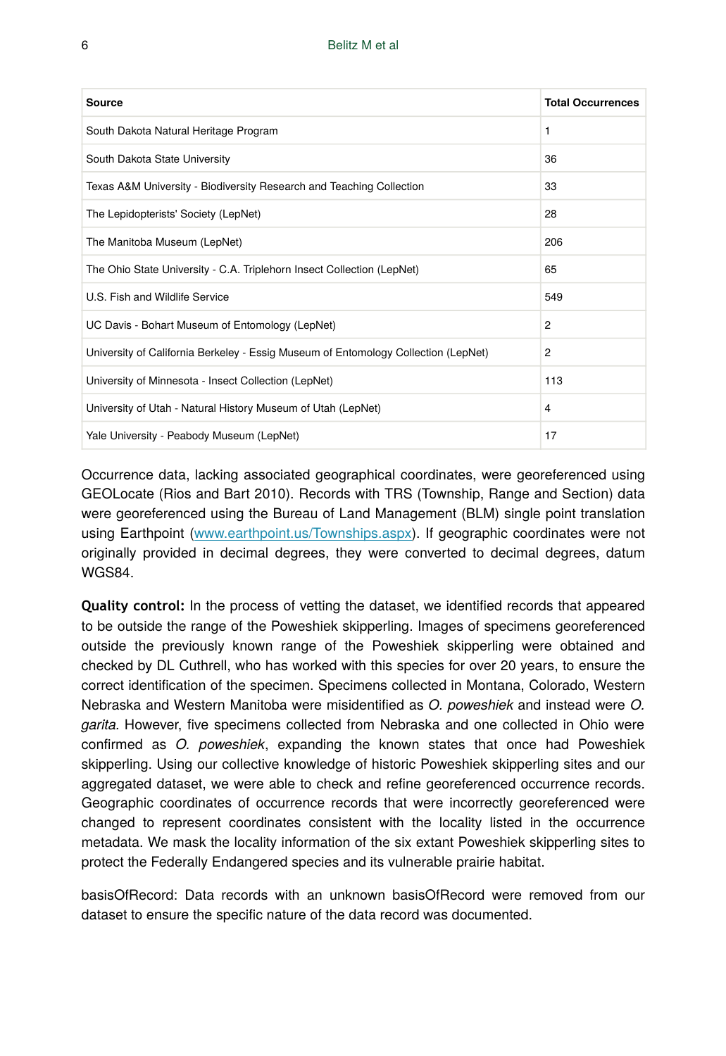| Source | Total Occurrences |
| --- | --- |
| South Dakota Natural Heritage Program | 1 |
| South Dakota State University | 36 |
| Texas A&M University - Biodiversity Research and Teaching Collection | 33 |
| The Lepidopterists' Society (LepNet) | 28 |
| The Manitoba Museum (LepNet) | 206 |
| The Ohio State University - C.A. Triplehorn Insect Collection (LepNet) | 65 |
| U.S. Fish and Wildlife Service | 549 |
| UC Davis - Bohart Museum of Entomology (LepNet) | 2 |
| University of California Berkeley - Essig Museum of Entomology Collection (LepNet) | 2 |
| University of Minnesota - Insect Collection (LepNet) | 113 |
| University of Utah - Natural History Museum of Utah (LepNet) | 4 |
| Yale University - Peabody Museum (LepNet) | 17 |

Occurrence data, lacking associated geographical coordinates, were georeferenced using GEOLocate (Rios and Bart 2010). Records with TRS (Township, Range and Section) data were georeferenced using the Bureau of Land Management (BLM) single point translation using Earthpoint ([www.earthpoint.us/Townships.aspx](www.earthpoint.us/Townships.aspx)). If geographic coordinates were not originally provided in decimal degrees, they were converted to decimal degrees, datum WGS84.

**Quality control:** In the process of vetting the dataset, we identified records that appeared to be outside the range of the Poweshiek skipperling. Images of specimens georeferenced outside the previously known range of the Poweshiek skipperling were obtained and checked by DL Cuthrell, who has worked with this species for over 20 years, to ensure the correct identification of the specimen. Specimens collected in Montana, Colorado, Western Nebraska and Western Manitoba were misidentified as *O. poweshiek* and instead were *O. garita*. However, five specimens collected from Nebraska and one collected in Ohio were confirmed as *O. poweshiek*, expanding the known states that once had Poweshiek skipperling. Using our collective knowledge of historic Poweshiek skipperling sites and our aggregated dataset, we were able to check and refine georeferenced occurrence records. Geographic coordinates of occurrence records that were incorrectly georeferenced were changed to represent coordinates consistent with the locality listed in the occurrence metadata. We mask the locality information of the six extant Poweshiek skipperling sites to protect the Federally Endangered species and its vulnerable prairie habitat.

basisOfRecord: Data records with an unknown basisOfRecord were removed from our dataset to ensure the specific nature of the data record was documented.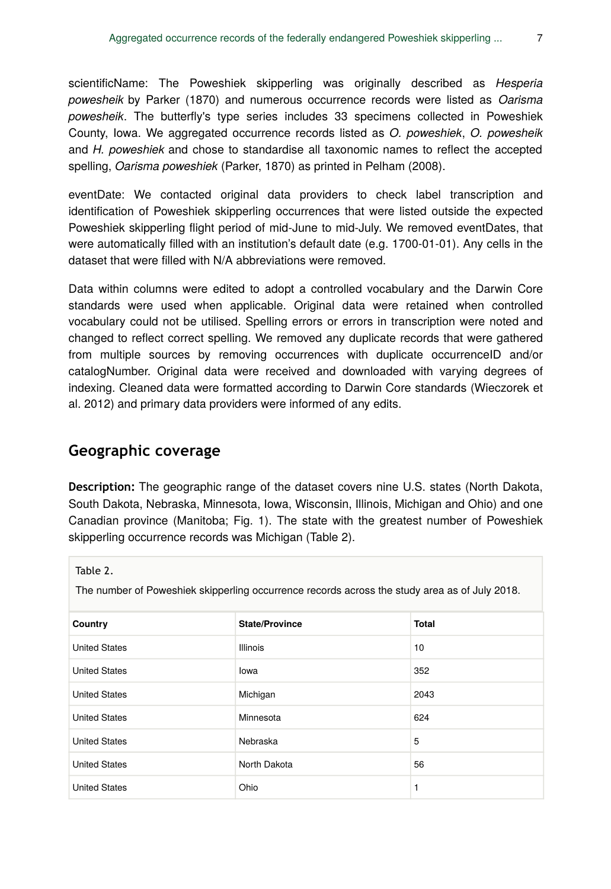scientificName: The Poweshiek skipperling was originally described as *Hesperia powesheik* by Parker (1870) and numerous occurrence records were listed as *Oarisma powesheik*. The butterfly's type series includes 33 specimens collected in Poweshiek County, Iowa. We aggregated occurrence records listed as *O. poweshiek*, *O. powesheik* and *H. poweshiek* and chose to standardise all taxonomic names to reflect the accepted spelling, *Oarisma poweshiek* (Parker, 1870) as printed in Pelham (2008).

eventDate: We contacted original data providers to check label transcription and identification of Poweshiek skipperling occurrences that were listed outside the expected Poweshiek skipperling flight period of mid-June to mid-July. We removed eventDates, that were automatically filled with an institution's default date (e.g. 1700-01-01). Any cells in the dataset that were filled with N/A abbreviations were removed.

Data within columns were edited to adopt a controlled vocabulary and the Darwin Core standards were used when applicable. Original data were retained when controlled vocabulary could not be utilised. Spelling errors or errors in transcription were noted and changed to reflect correct spelling. We removed any duplicate records that were gathered from multiple sources by removing occurrences with duplicate occurrenceID and/or catalogNumber. Original data were received and downloaded with varying degrees of indexing. Cleaned data were formatted according to Darwin Core standards (Wieczorek et al. 2012) and primary data providers were informed of any edits.

## Geographic coverage

**Description:** The geographic range of the dataset covers nine U.S. states (North Dakota, South Dakota, Nebraska, Minnesota, Iowa, Wisconsin, Illinois, Michigan and Ohio) and one Canadian province (Manitoba; Fig. 1). The state with the greatest number of Poweshiek skipperling occurrence records was Michigan (Table 2).

Table 2.

The number of Poweshiek skipperling occurrence records across the study area as of July 2018.

| Country | State/Province | Total |
|---|---|---|
| United States | Illinois | 10 |
| United States | Iowa | 352 |
| United States | Michigan | 2043 |
| United States | Minnesota | 624 |
| United States | Nebraska | 5 |
| United States | North Dakota | 56 |
| United States | Ohio | 1 |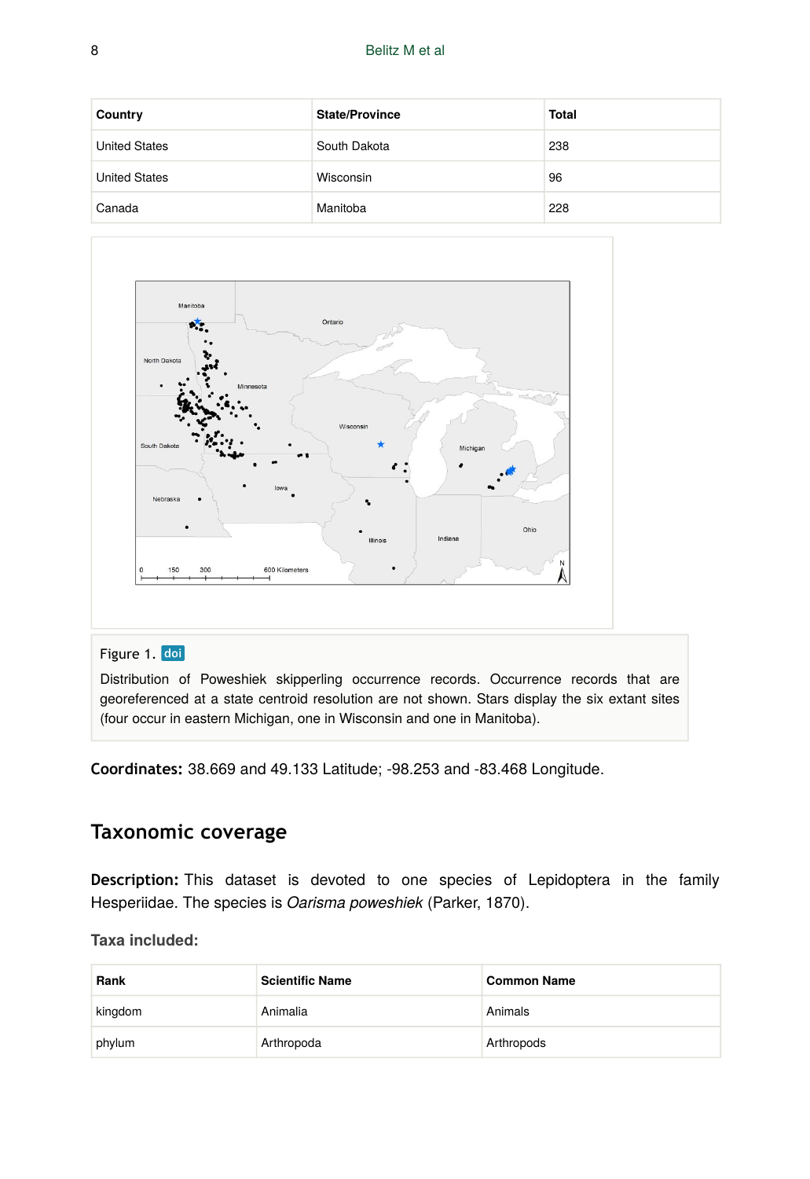| Country | State/Province | Total |
| --- | --- | --- |
| United States | South Dakota | 238 |
| United States | Wisconsin | 96 |
| Canada | Manitoba | 228 |

Figure 1. doi

Distribution of Poweshiek skipperling occurrence records. Occurrence records that are georeferenced at a state centroid resolution are not shown. Stars display the six extant sites (four occur in eastern Michigan, one in Wisconsin and one in Manitoba).

**Coordinates:** 38.669 and 49.133 Latitude; -98.253 and -83.468 Longitude.

## Taxonomic coverage

**Description:** This dataset is devoted to one species of Lepidoptera in the family Hesperiidae. The species is *Oarisma poweshiek* (Parker, 1870).

### Taxa included:

| Rank | Scientific Name | Common Name |
| --- | --- | --- |
| kingdom | Animalia | Animals |
| phylum | Arthropoda | Arthropods |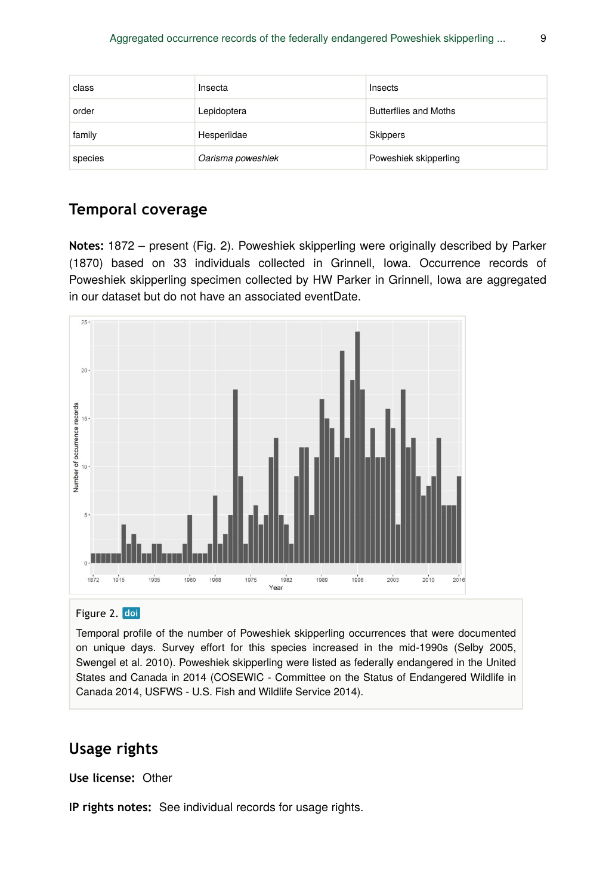| class | Insecta | Insects |
|---|---|---|
| order | Lepidoptera | Butterflies and Moths |
| family | Hesperiidae | Skippers |
| species | *Oarisma poweshiek* | Poweshiek skipperling |

## Temporal coverage

**Notes:** 1872 – present (Fig. 2). Poweshiek skipperling were originally described by Parker (1870) based on 33 individuals collected in Grinnell, Iowa. Occurrence records of Poweshiek skipperling specimen collected by HW Parker in Grinnell, Iowa are aggregated in our dataset but do not have an associated eventDate.

Figure 2. doi

Temporal profile of the number of Poweshiek skipperling occurrences that were documented on unique days. Survey effort for this species increased in the mid-1990s (Selby 2005, Swengel et al. 2010). Poweshiek skipperling were listed as federally endangered in the United States and Canada in 2014 (COSEWIC - Committee on the Status of Endangered Wildlife in Canada 2014, USFWS - U.S. Fish and Wildlife Service 2014).

## Usage rights

**Use license:** Other

**IP rights notes:** See individual records for usage rights.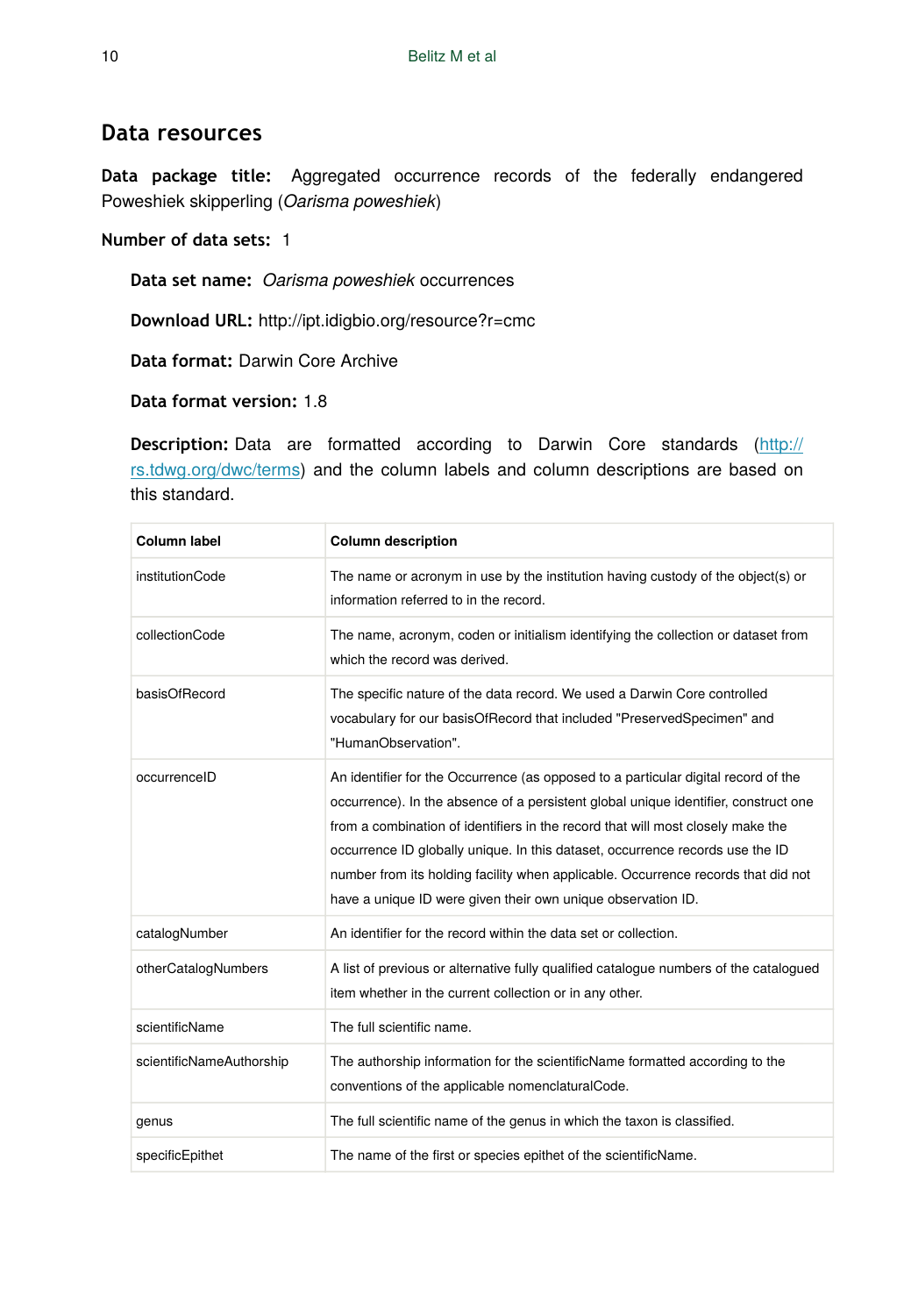## Data resources

**Data package title:** Aggregated occurrence records of the federally endangered Poweshiek skipperling (*Oarisma poweshiek*)

**Number of data sets:** 1

**Data set name:** *Oarisma poweshiek* occurrences

**Download URL:** http://ipt.idigbio.org/resource?r=cmc

**Data format:** Darwin Core Archive

**Data format version:** 1.8

**Description:** Data are formatted according to Darwin Core standards (http://rs.tdwg.org/dwc/terms) and the column labels and column descriptions are based on this standard.

| Column label | Column description |
| --- | --- |
| institutionCode | The name or acronym in use by the institution having custody of the object(s) or information referred to in the record. |
| collectionCode | The name, acronym, coden or initialism identifying the collection or dataset from which the record was derived. |
| basisOfRecord | The specific nature of the data record. We used a Darwin Core controlled vocabulary for our basisOfRecord that included "PreservedSpecimen" and "HumanObservation". |
| occurrenceID | An identifier for the Occurrence (as opposed to a particular digital record of the occurrence). In the absence of a persistent global unique identifier, construct one from a combination of identifiers in the record that will most closely make the occurrence ID globally unique. In this dataset, occurrence records use the ID number from its holding facility when applicable. Occurrence records that did not have a unique ID were given their own unique observation ID. |
| catalogNumber | An identifier for the record within the data set or collection. |
| otherCatalogNumbers | A list of previous or alternative fully qualified catalogue numbers of the catalogued item whether in the current collection or in any other. |
| scientificName | The full scientific name. |
| scientificNameAuthorship | The authorship information for the scientificName formatted according to the conventions of the applicable nomenclaturalCode. |
| genus | The full scientific name of the genus in which the taxon is classified. |
| specificEpithet | The name of the first or species epithet of the scientificName. |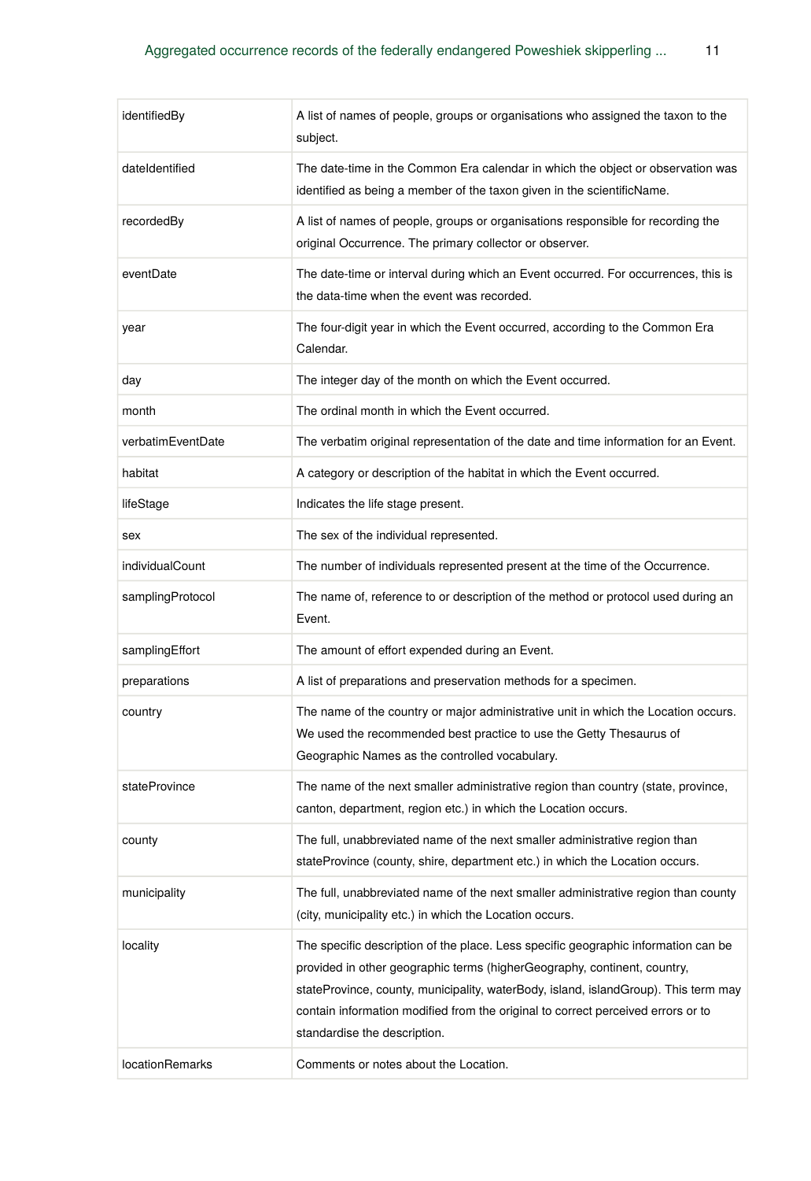| | |
|---|---|
| identifiedBy | A list of names of people, groups or organisations who assigned the taxon to the subject. |
| dateIdentified | The date-time in the Common Era calendar in which the object or observation was identified as being a member of the taxon given in the scientificName. |
| recordedBy | A list of names of people, groups or organisations responsible for recording the original Occurrence. The primary collector or observer. |
| eventDate | The date-time or interval during which an Event occurred. For occurrences, this is the data-time when the event was recorded. |
| year | The four-digit year in which the Event occurred, according to the Common Era Calendar. |
| day | The integer day of the month on which the Event occurred. |
| month | The ordinal month in which the Event occurred. |
| verbatimEventDate | The verbatim original representation of the date and time information for an Event. |
| habitat | A category or description of the habitat in which the Event occurred. |
| lifeStage | Indicates the life stage present. |
| sex | The sex of the individual represented. |
| individualCount | The number of individuals represented present at the time of the Occurrence. |
| samplingProtocol | The name of, reference to or description of the method or protocol used during an Event. |
| samplingEffort | The amount of effort expended during an Event. |
| preparations | A list of preparations and preservation methods for a specimen. |
| country | The name of the country or major administrative unit in which the Location occurs. We used the recommended best practice to use the Getty Thesaurus of Geographic Names as the controlled vocabulary. |
| stateProvince | The name of the next smaller administrative region than country (state, province, canton, department, region etc.) in which the Location occurs. |
| county | The full, unabbreviated name of the next smaller administrative region than stateProvince (county, shire, department etc.) in which the Location occurs. |
| municipality | The full, unabbreviated name of the next smaller administrative region than county (city, municipality etc.) in which the Location occurs. |
| locality | The specific description of the place. Less specific geographic information can be provided in other geographic terms (higherGeography, continent, country, stateProvince, county, municipality, waterBody, island, islandGroup). This term may contain information modified from the original to correct perceived errors or to standardise the description. |
| locationRemarks | Comments or notes about the Location. |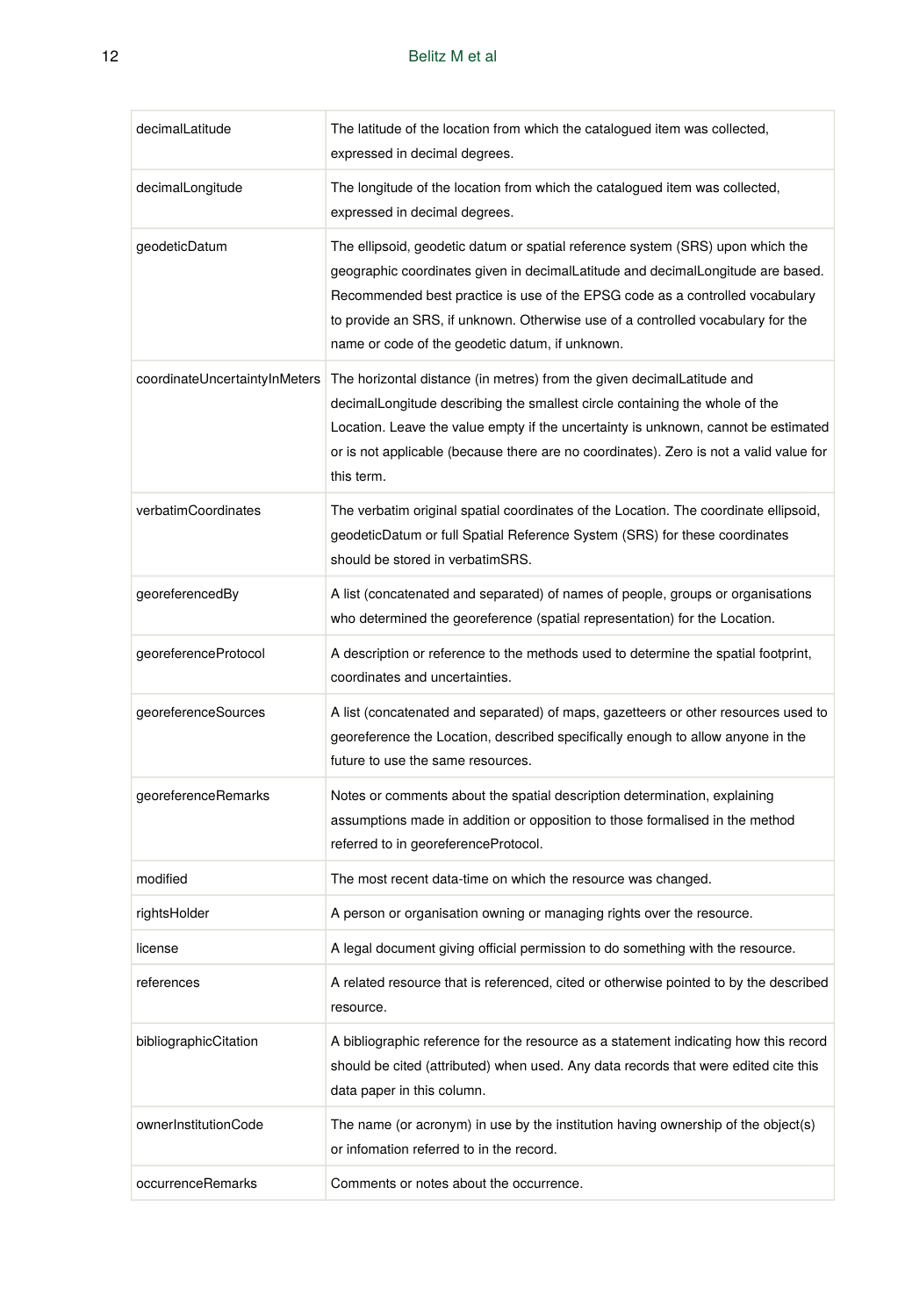| | |
|---|---|
| decimalLatitude | The latitude of the location from which the catalogued item was collected, expressed in decimal degrees. |
| decimalLongitude | The longitude of the location from which the catalogued item was collected, expressed in decimal degrees. |
| geodeticDatum | The ellipsoid, geodetic datum or spatial reference system (SRS) upon which the geographic coordinates given in decimalLatitude and decimalLongitude are based. Recommended best practice is use of the EPSG code as a controlled vocabulary to provide an SRS, if unknown. Otherwise use of a controlled vocabulary for the name or code of the geodetic datum, if unknown. |
| coordinateUncertaintyInMeters | The horizontal distance (in metres) from the given decimalLatitude and decimalLongitude describing the smallest circle containing the whole of the Location. Leave the value empty if the uncertainty is unknown, cannot be estimated or is not applicable (because there are no coordinates). Zero is not a valid value for this term. |
| verbatimCoordinates | The verbatim original spatial coordinates of the Location. The coordinate ellipsoid, geodeticDatum or full Spatial Reference System (SRS) for these coordinates should be stored in verbatimSRS. |
| georeferencedBy | A list (concatenated and separated) of names of people, groups or organisations who determined the georeference (spatial representation) for the Location. |
| georeferenceProtocol | A description or reference to the methods used to determine the spatial footprint, coordinates and uncertainties. |
| georeferenceSources | A list (concatenated and separated) of maps, gazetteers or other resources used to georeference the Location, described specifically enough to allow anyone in the future to use the same resources. |
| georeferenceRemarks | Notes or comments about the spatial description determination, explaining assumptions made in addition or opposition to those formalised in the method referred to in georeferenceProtocol. |
| modified | The most recent data-time on which the resource was changed. |
| rightsHolder | A person or organisation owning or managing rights over the resource. |
| license | A legal document giving official permission to do something with the resource. |
| references | A related resource that is referenced, cited or otherwise pointed to by the described resource. |
| bibliographicCitation | A bibliographic reference for the resource as a statement indicating how this record should be cited (attributed) when used. Any data records that were edited cite this data paper in this column. |
| ownerInstitutionCode | The name (or acronym) in use by the institution having ownership of the object(s) or infomation referred to in the record. |
| occurrenceRemarks | Comments or notes about the occurrence. |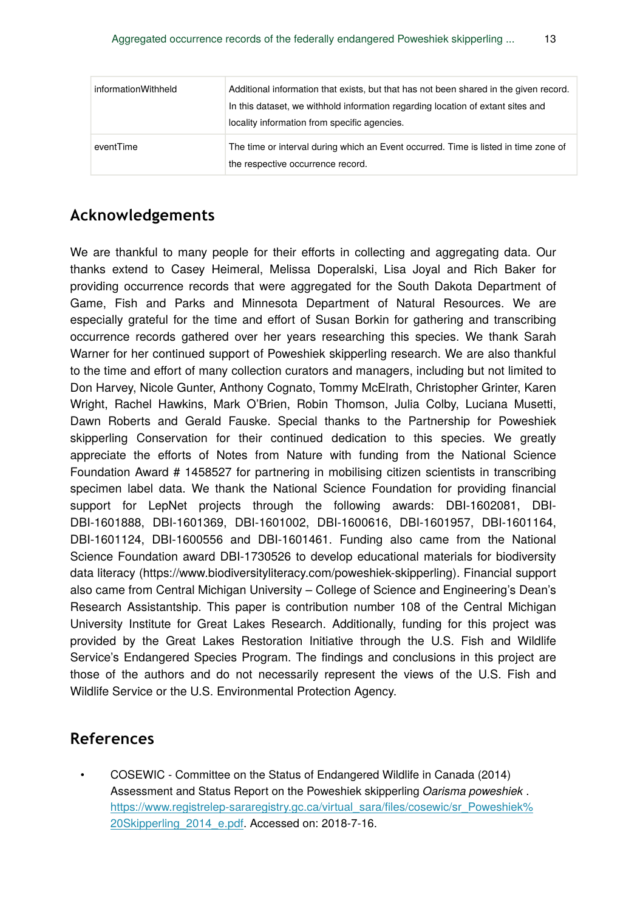| informationWithheld | Additional information that exists, but that has not been shared in the given record. In this dataset, we withhold information regarding location of extant sites and locality information from specific agencies. |
|---|---|
| eventTime | The time or interval during which an Event occurred. Time is listed in time zone of the respective occurrence record. |

## Acknowledgements

We are thankful to many people for their efforts in collecting and aggregating data. Our thanks extend to Casey Heimeral, Melissa Doperalski, Lisa Joyal and Rich Baker for providing occurrence records that were aggregated for the South Dakota Department of Game, Fish and Parks and Minnesota Department of Natural Resources. We are especially grateful for the time and effort of Susan Borkin for gathering and transcribing occurrence records gathered over her years researching this species. We thank Sarah Warner for her continued support of Poweshiek skipperling research. We are also thankful to the time and effort of many collection curators and managers, including but not limited to Don Harvey, Nicole Gunter, Anthony Cognato, Tommy McElrath, Christopher Grinter, Karen Wright, Rachel Hawkins, Mark O'Brien, Robin Thomson, Julia Colby, Luciana Musetti, Dawn Roberts and Gerald Fauske. Special thanks to the Partnership for Poweshiek skipperling Conservation for their continued dedication to this species. We greatly appreciate the efforts of Notes from Nature with funding from the National Science Foundation Award # 1458527 for partnering in mobilising citizen scientists in transcribing specimen label data. We thank the National Science Foundation for providing financial support for LepNet projects through the following awards: DBI-1602081, DBI-DBI-1601888, DBI-1601369, DBI-1601002, DBI-1600616, DBI-1601957, DBI-1601164, DBI-1601124, DBI-1600556 and DBI-1601461. Funding also came from the National Science Foundation award DBI-1730526 to develop educational materials for biodiversity data literacy (https://www.biodiversityliteracy.com/poweshiek-skipperling). Financial support also came from Central Michigan University – College of Science and Engineering's Dean's Research Assistantship. This paper is contribution number 108 of the Central Michigan University Institute for Great Lakes Research. Additionally, funding for this project was provided by the Great Lakes Restoration Initiative through the U.S. Fish and Wildlife Service's Endangered Species Program. The findings and conclusions in this project are those of the authors and do not necessarily represent the views of the U.S. Fish and Wildlife Service or the U.S. Environmental Protection Agency.

## References

- COSEWIC - Committee on the Status of Endangered Wildlife in Canada (2014) Assessment and Status Report on the Poweshiek skipperling *Oarisma poweshiek* . https://www.registrelep-sararegistry.gc.ca/virtual_sara/files/cosewic/sr_Poweshiek%20Skipperling_2014_e.pdf. Accessed on: 2018-7-16.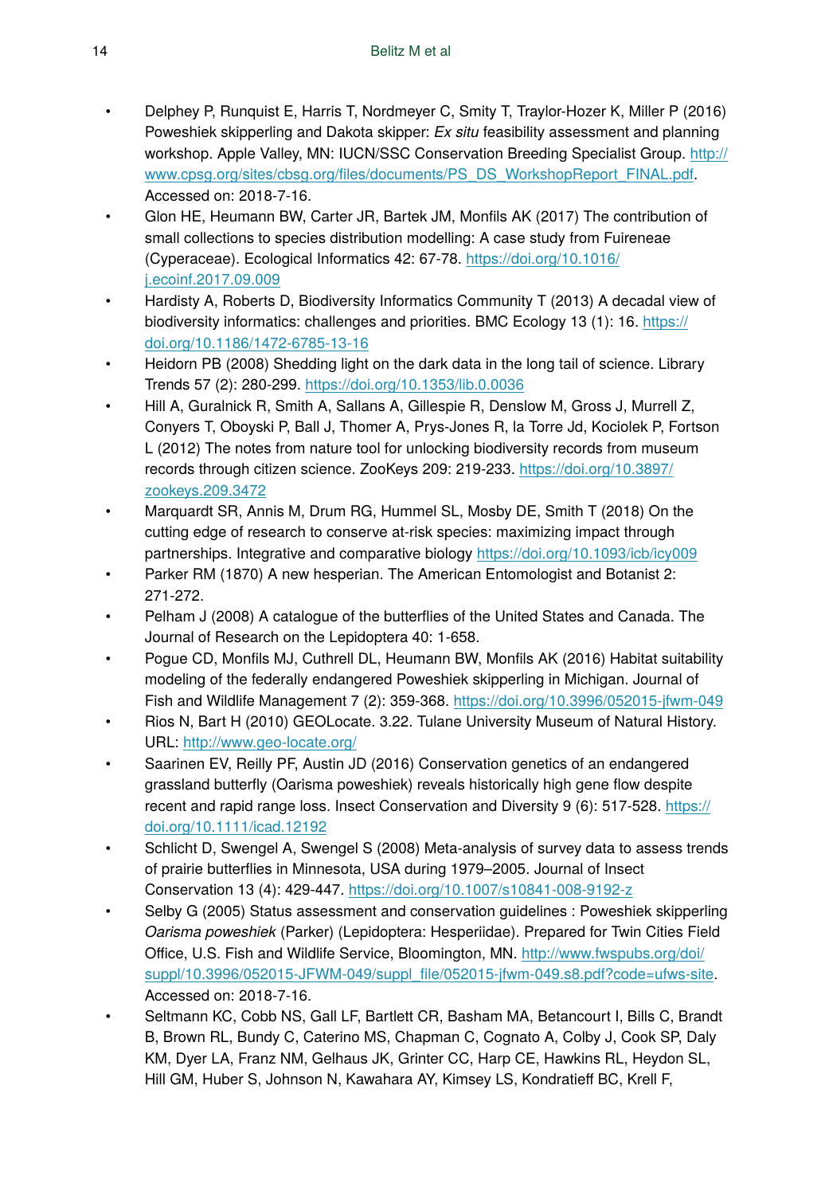- Delphey P, Runquist E, Harris T, Nordmeyer C, Smity T, Traylor-Hozer K, Miller P (2016) Poweshiek skipperling and Dakota skipper: *Ex situ* feasibility assessment and planning workshop. Apple Valley, MN: IUCN/SSC Conservation Breeding Specialist Group. http://www.cpsg.org/sites/cbsg.org/files/documents/PS_DS_WorkshopReport_FINAL.pdf. Accessed on: 2018-7-16.
- Glon HE, Heumann BW, Carter JR, Bartek JM, Monfils AK (2017) The contribution of small collections to species distribution modelling: A case study from Fuireneae (Cyperaceae). Ecological Informatics 42: 67-78. https://doi.org/10.1016/j.ecoinf.2017.09.009
- Hardisty A, Roberts D, Biodiversity Informatics Community T (2013) A decadal view of biodiversity informatics: challenges and priorities. BMC Ecology 13 (1): 16. https://doi.org/10.1186/1472-6785-13-16
- Heidorn PB (2008) Shedding light on the dark data in the long tail of science. Library Trends 57 (2): 280-299. https://doi.org/10.1353/lib.0.0036
- Hill A, Guralnick R, Smith A, Sallans A, Gillespie R, Denslow M, Gross J, Murrell Z, Conyers T, Oboyski P, Ball J, Thomer A, Prys-Jones R, la Torre Jd, Kociolek P, Fortson L (2012) The notes from nature tool for unlocking biodiversity records from museum records through citizen science. ZooKeys 209: 219-233. https://doi.org/10.3897/zookeys.209.3472
- Marquardt SR, Annis M, Drum RG, Hummel SL, Mosby DE, Smith T (2018) On the cutting edge of research to conserve at-risk species: maximizing impact through partnerships. Integrative and comparative biology https://doi.org/10.1093/icb/icy009
- Parker RM (1870) A new hesperian. The American Entomologist and Botanist 2: 271-272.
- Pelham J (2008) A catalogue of the butterflies of the United States and Canada. The Journal of Research on the Lepidoptera 40: 1-658.
- Pogue CD, Monfils MJ, Cuthrell DL, Heumann BW, Monfils AK (2016) Habitat suitability modeling of the federally endangered Poweshiek skipperling in Michigan. Journal of Fish and Wildlife Management 7 (2): 359-368. https://doi.org/10.3996/052015-jfwm-049
- Rios N, Bart H (2010) GEOLocate. 3.22. Tulane University Museum of Natural History. URL: http://www.geo-locate.org/
- Saarinen EV, Reilly PF, Austin JD (2016) Conservation genetics of an endangered grassland butterfly (Oarisma poweshiek) reveals historically high gene flow despite recent and rapid range loss. Insect Conservation and Diversity 9 (6): 517-528. https://doi.org/10.1111/icad.12192
- Schlicht D, Swengel A, Swengel S (2008) Meta-analysis of survey data to assess trends of prairie butterflies in Minnesota, USA during 1979–2005. Journal of Insect Conservation 13 (4): 429-447. https://doi.org/10.1007/s10841-008-9192-z
- Selby G (2005) Status assessment and conservation guidelines : Poweshiek skipperling *Oarisma poweshiek* (Parker) (Lepidoptera: Hesperiidae). Prepared for Twin Cities Field Office, U.S. Fish and Wildlife Service, Bloomington, MN. http://www.fwspubs.org/doi/suppl/10.3996/052015-JFWM-049/suppl_file/052015-jfwm-049.s8.pdf?code=ufws-site. Accessed on: 2018-7-16.
- Seltmann KC, Cobb NS, Gall LF, Bartlett CR, Basham MA, Betancourt I, Bills C, Brandt B, Brown RL, Bundy C, Caterino MS, Chapman C, Cognato A, Colby J, Cook SP, Daly KM, Dyer LA, Franz NM, Gelhaus JK, Grinter CC, Harp CE, Hawkins RL, Heydon SL, Hill GM, Huber S, Johnson N, Kawahara AY, Kimsey LS, Kondratieff BC, Krell F,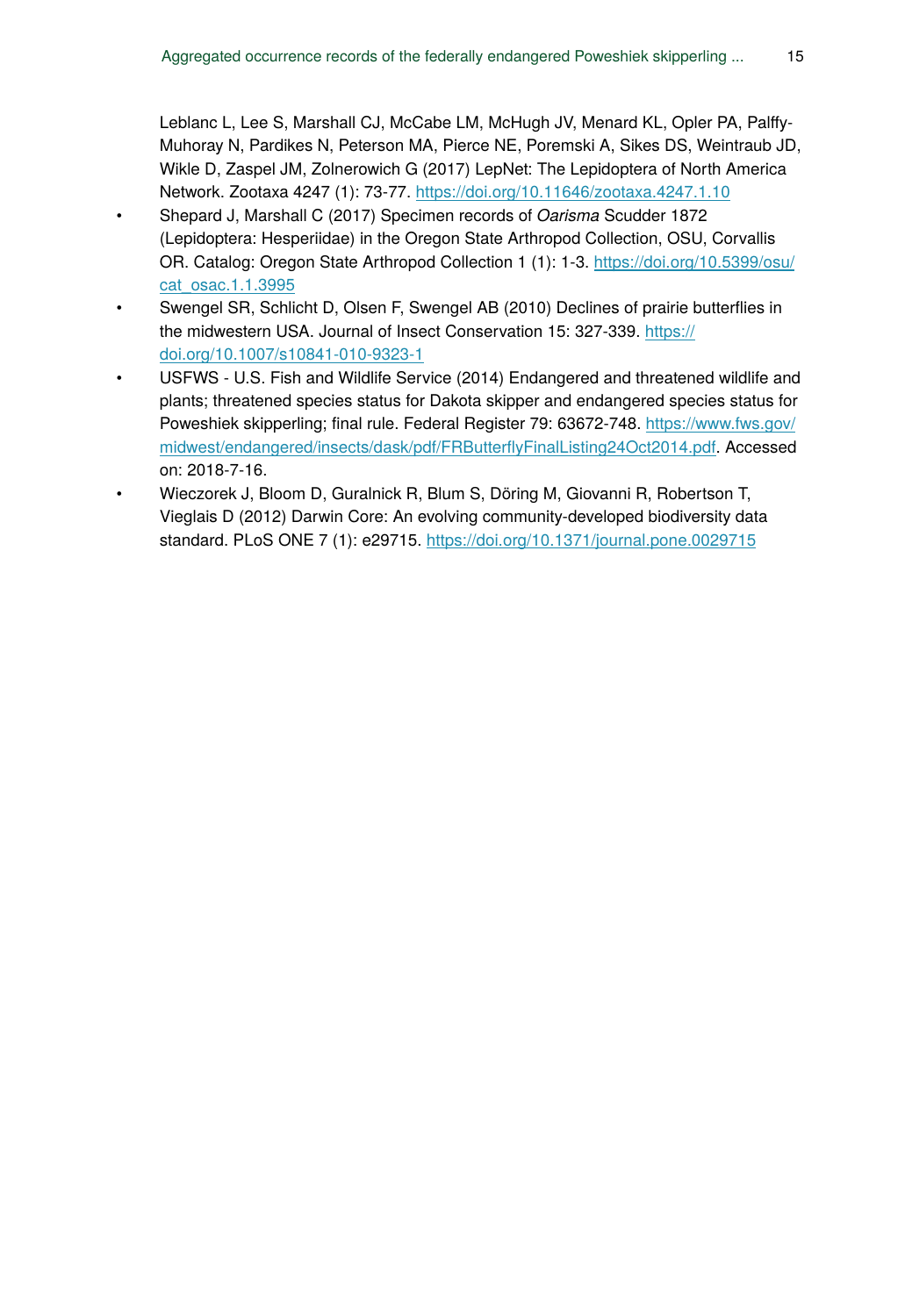Leblanc L, Lee S, Marshall CJ, McCabe LM, McHugh JV, Menard KL, Opler PA, Palffy-Muhoray N, Pardikes N, Peterson MA, Pierce NE, Poremski A, Sikes DS, Weintraub JD, Wikle D, Zaspel JM, Zolnerowich G (2017) LepNet: The Lepidoptera of North America Network. Zootaxa 4247 (1): 73-77. https://doi.org/10.11646/zootaxa.4247.1.10

- Shepard J, Marshall C (2017) Specimen records of *Oarisma* Scudder 1872 (Lepidoptera: Hesperiidae) in the Oregon State Arthropod Collection, OSU, Corvallis OR. Catalog: Oregon State Arthropod Collection 1 (1): 1-3. https://doi.org/10.5399/osu/cat_osac.1.1.3995
- Swengel SR, Schlicht D, Olsen F, Swengel AB (2010) Declines of prairie butterflies in the midwestern USA. Journal of Insect Conservation 15: 327-339. https://doi.org/10.1007/s10841-010-9323-1
- USFWS - U.S. Fish and Wildlife Service (2014) Endangered and threatened wildlife and plants; threatened species status for Dakota skipper and endangered species status for Poweshiek skipperling; final rule. Federal Register 79: 63672-748. https://www.fws.gov/midwest/endangered/insects/dask/pdf/FRButterflyFinalListing24Oct2014.pdf. Accessed on: 2018-7-16.
- Wieczorek J, Bloom D, Guralnick R, Blum S, Döring M, Giovanni R, Robertson T, Vieglais D (2012) Darwin Core: An evolving community-developed biodiversity data standard. PLoS ONE 7 (1): e29715. https://doi.org/10.1371/journal.pone.0029715